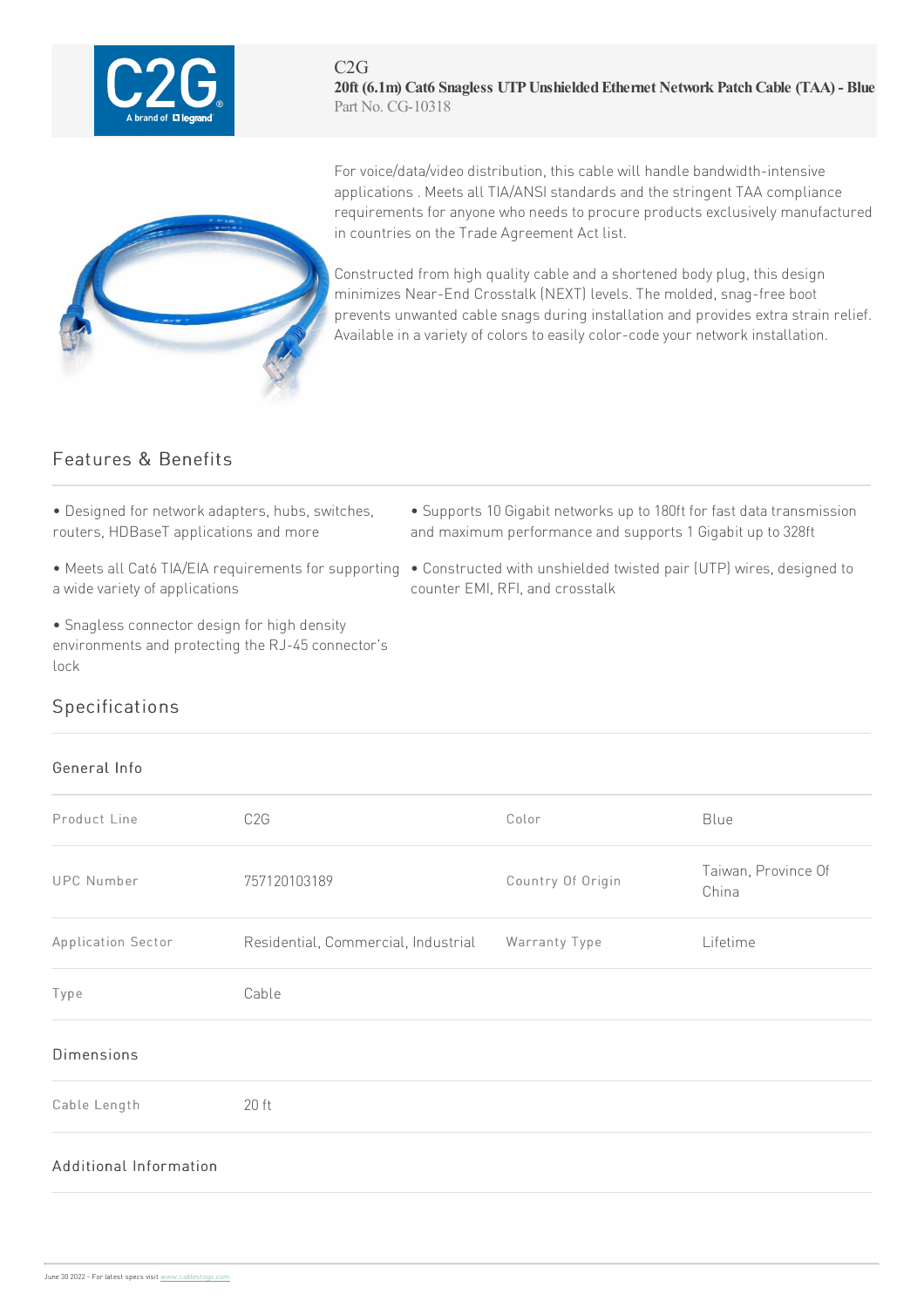C2G

**20ft (6.1m) Cat6 Snagless UTP Unshielded Ethernet Network Patch Cable (TAA) - Blue**

Part No. CG-10318

For voice/data/video distribution, this cable will handle bandwidth-intensive applications . Meets all TIA/ANSI standards and the stringent TAA compliance requirements for anyone who needs to procure products exclusively manufactured in countries on the Trade Agreement Act list.

Constructed from high quality cable and a shortened body plug, this design minimizes Near-End Crosstalk (NEXT) levels. The molded, snag-free boot prevents unwanted cable snags during installation and provides extra strain relief. Available in a variety of colors to easily color-code your network installation.

## Features & Benefits

- Designed for network adapters, hubs, switches, routers, HDBaseT applications and more
- Meets all Cat6 TIA/EIA requirements for supporting a wide variety of applications
- Snagless connector design for high density environments and protecting the RJ-45 connector's lock
- Supports 10 Gigabit networks up to 180ft for fast data transmission and maximum performance and supports 1 Gigabit up to 328ft
- Constructed with unshielded twisted pair (UTP) wires, designed to counter EMI, RFI, and crosstalk

## Specifications

### General Info

| | | | |
|---|---|---|---|
| Product Line | C2G | Color | Blue |
| UPC Number | 757120103189 | Country Of Origin | Taiwan, Province Of China |
| Application Sector | Residential, Commercial, Industrial | Warranty Type | Lifetime |
| Type | Cable | | |

### Dimensions

| | |
|---|---|
| Cable Length | 20 ft |

### Additional Information

June 30 2022 - For latest specs visit www.cablestogo.com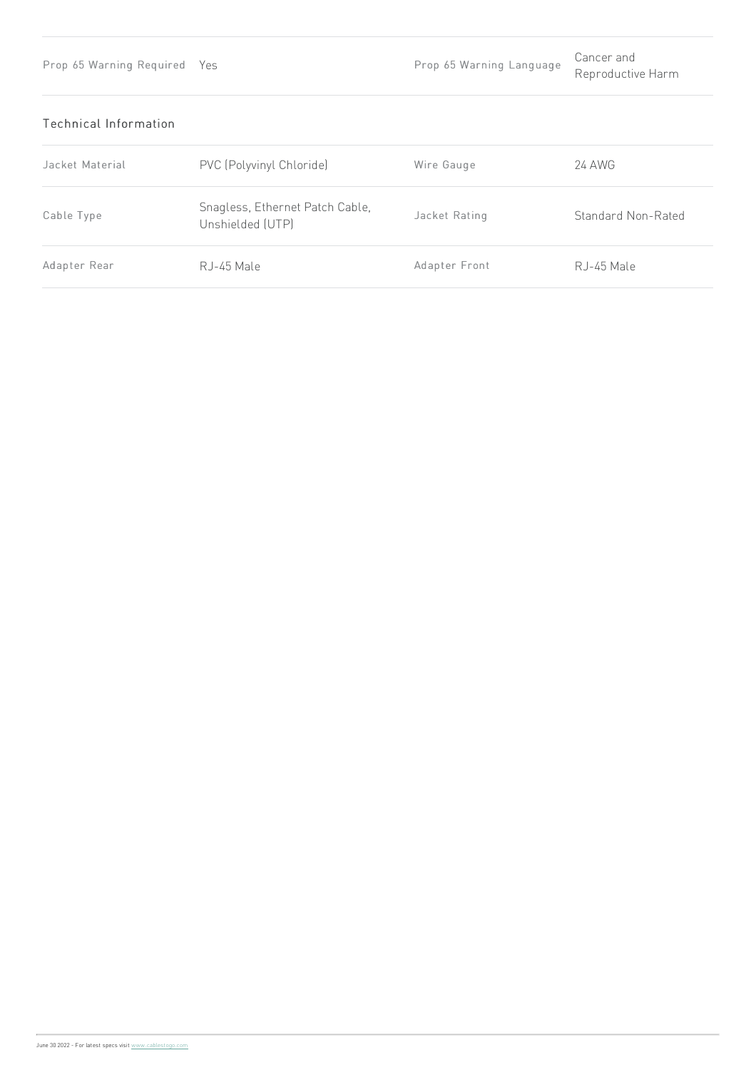| | | | |
|---|---|---|---|
| Prop 65 Warning Required | Yes | Prop 65 Warning Language | Cancer and Reproductive Harm |

## Technical Information

| | | | |
|---|---|---|---|
| Jacket Material | PVC (Polyvinyl Chloride) | Wire Gauge | 24 AWG |
| Cable Type | Snagless, Ethernet Patch Cable, Unshielded (UTP) | Jacket Rating | Standard Non-Rated |
| Adapter Rear | RJ-45 Male | Adapter Front | RJ-45 Male |

June 30 2022 - For latest specs visit www.cablestogo.com